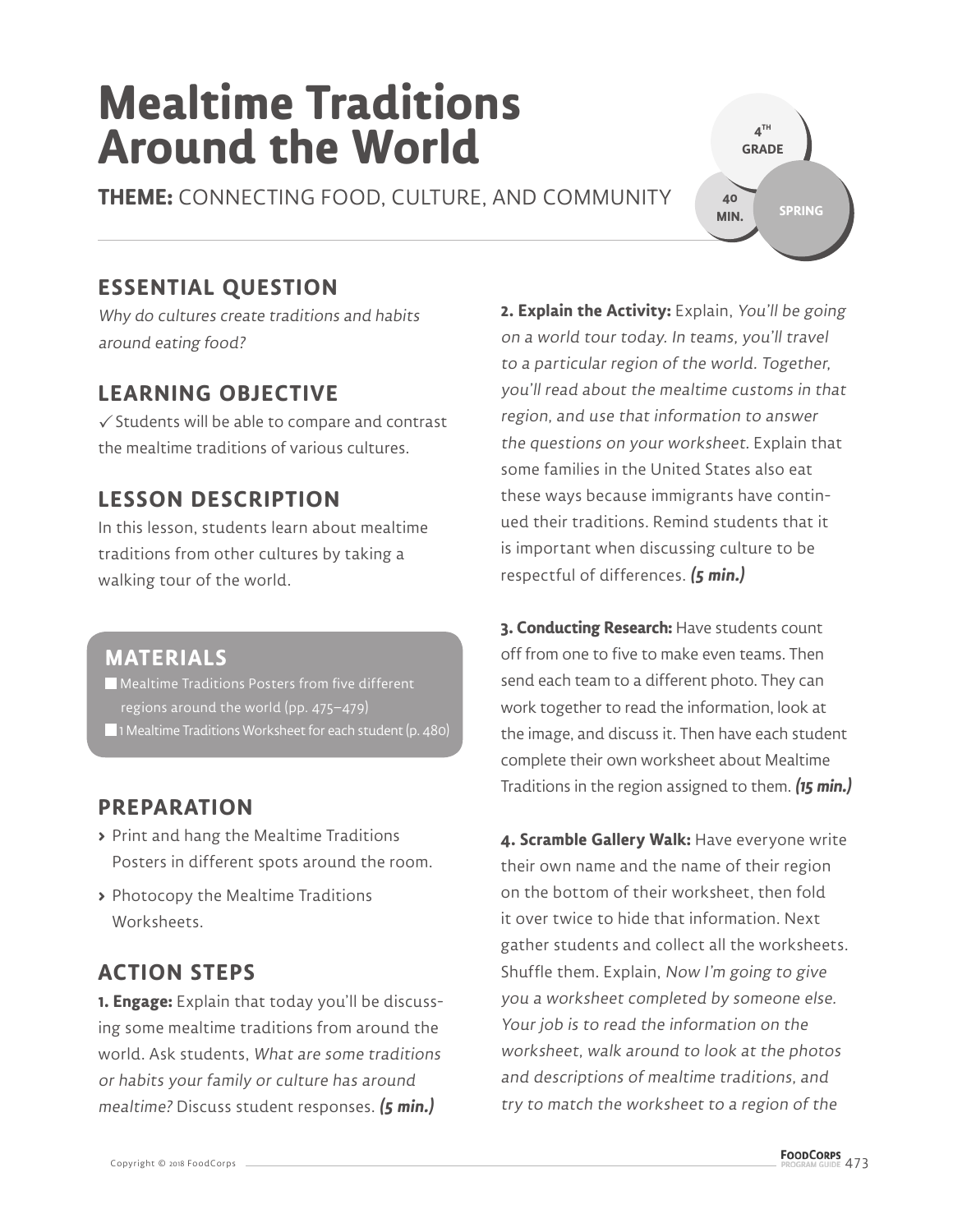# Mealtime Traditions Around the World

**THEME:** CONNECTING FOOD, CULTURE, AND COMMUNITY

4TH GRADE

40 MIN.

SPRING

## ESSENTIAL QUESTION

*Why do cultures create traditions and habits around eating food?*

## LEARNING OBJECTIVE

✓ Students will be able to compare and contrast the mealtime traditions of various cultures.

## LESSON DESCRIPTION

In this lesson, students learn about mealtime traditions from other cultures by taking a walking tour of the world.

## MATERIALS

- Mealtime Traditions Posters from five different regions around the world (pp. 475–479)
- 1 Mealtime Traditions Worksheet for each student (p. 480)

## PREPARATION

- Print and hang the Mealtime Traditions Posters in different spots around the room.
- Photocopy the Mealtime Traditions Worksheets.

## ACTION STEPS

**1. Engage:** Explain that today you'll be discussing some mealtime traditions from around the world. Ask students, *What are some traditions or habits your family or culture has around mealtime?* Discuss student responses. ***(5 min.)***

**2. Explain the Activity:** Explain, *You'll be going on a world tour today. In teams, you'll travel to a particular region of the world. Together, you'll read about the mealtime customs in that region, and use that information to answer the questions on your worksheet.* Explain that some families in the United States also eat these ways because immigrants have continued their traditions. Remind students that it is important when discussing culture to be respectful of differences. ***(5 min.)***

**3. Conducting Research:** Have students count off from one to five to make even teams. Then send each team to a different photo. They can work together to read the information, look at the image, and discuss it. Then have each student complete their own worksheet about Mealtime Traditions in the region assigned to them. ***(15 min.)***

**4. Scramble Gallery Walk:** Have everyone write their own name and the name of their region on the bottom of their worksheet, then fold it over twice to hide that information. Next gather students and collect all the worksheets. Shuffle them. Explain, *Now I'm going to give you a worksheet completed by someone else. Your job is to read the information on the worksheet, walk around to look at the photos and descriptions of mealtime traditions, and try to match the worksheet to a region of the*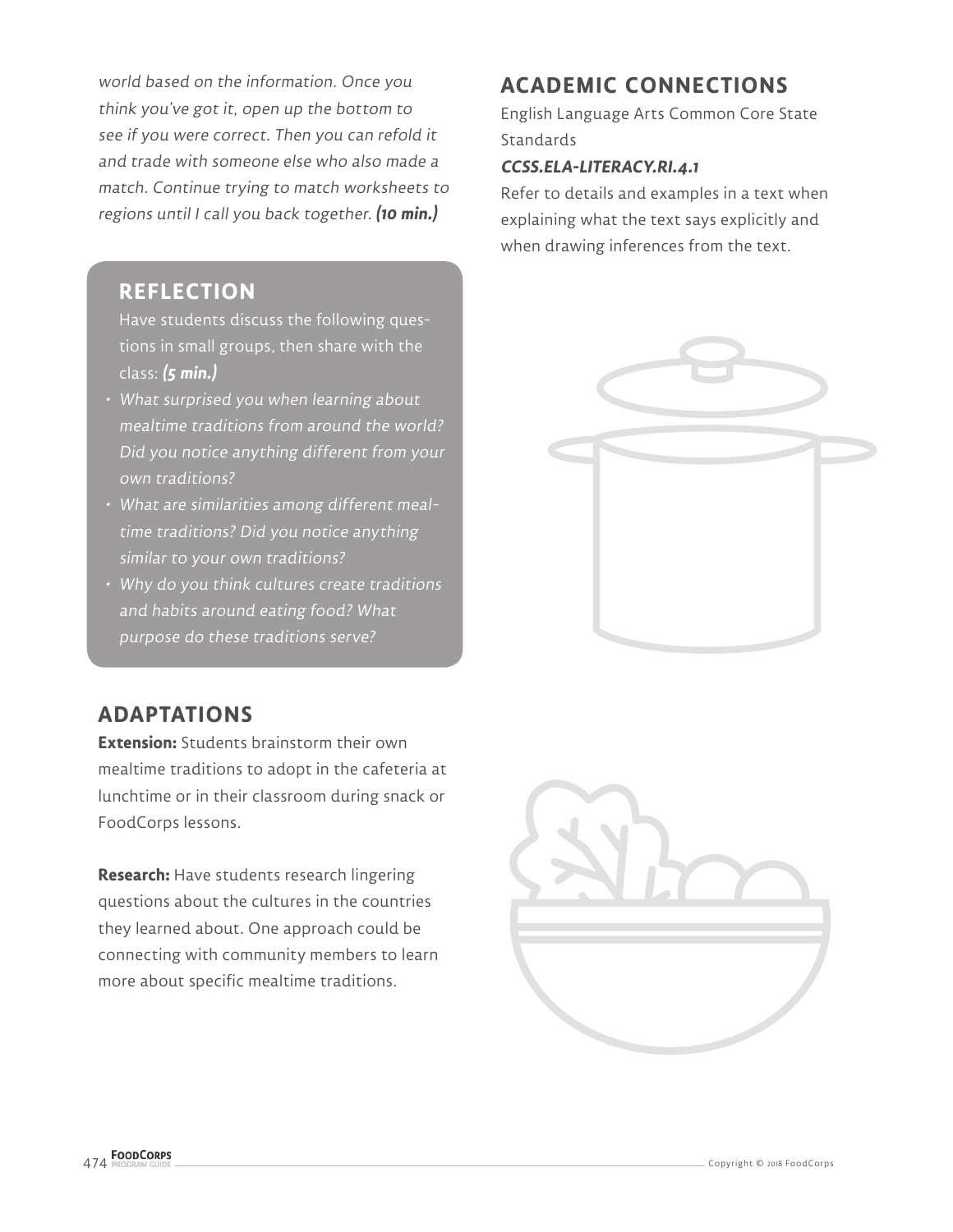*world based on the information. Once you think you've got it, open up the bottom to see if you were correct. Then you can refold it and trade with someone else who also made a match. Continue trying to match worksheets to regions until I call you back together.* ***(10 min.)***

## REFLECTION

Have students discuss the following questions in small groups, then share with the class: ***(5 min.)***

- *What surprised you when learning about mealtime traditions from around the world? Did you notice anything different from your own traditions?*
- *What are similarities among different mealtime traditions? Did you notice anything similar to your own traditions?*
- *Why do you think cultures create traditions and habits around eating food? What purpose do these traditions serve?*

## ADAPTATIONS

**Extension:** Students brainstorm their own mealtime traditions to adopt in the cafeteria at lunchtime or in their classroom during snack or FoodCorps lessons.

**Research:** Have students research lingering questions about the cultures in the countries they learned about. One approach could be connecting with community members to learn more about specific mealtime traditions.

## ACADEMIC CONNECTIONS

English Language Arts Common Core State Standards

***CCSS.ELA-LITERACY.RI.4.1***

Refer to details and examples in a text when explaining what the text says explicitly and when drawing inferences from the text.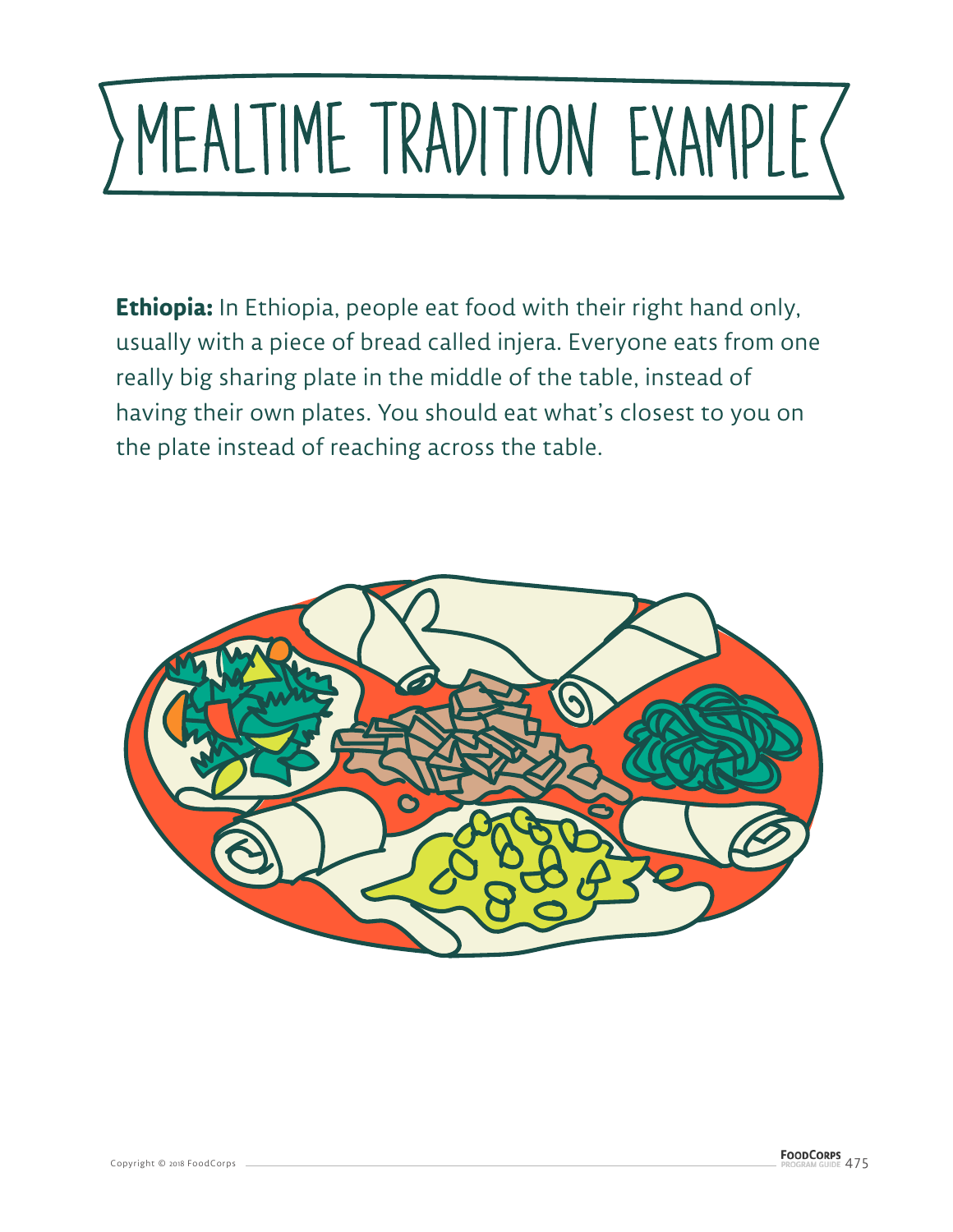# MEALTIME TRADITION EXAMPLE

**Ethiopia:** In Ethiopia, people eat food with their right hand only, usually with a piece of bread called injera. Everyone eats from one really big sharing plate in the middle of the table, instead of having their own plates. You should eat what's closest to you on the plate instead of reaching across the table.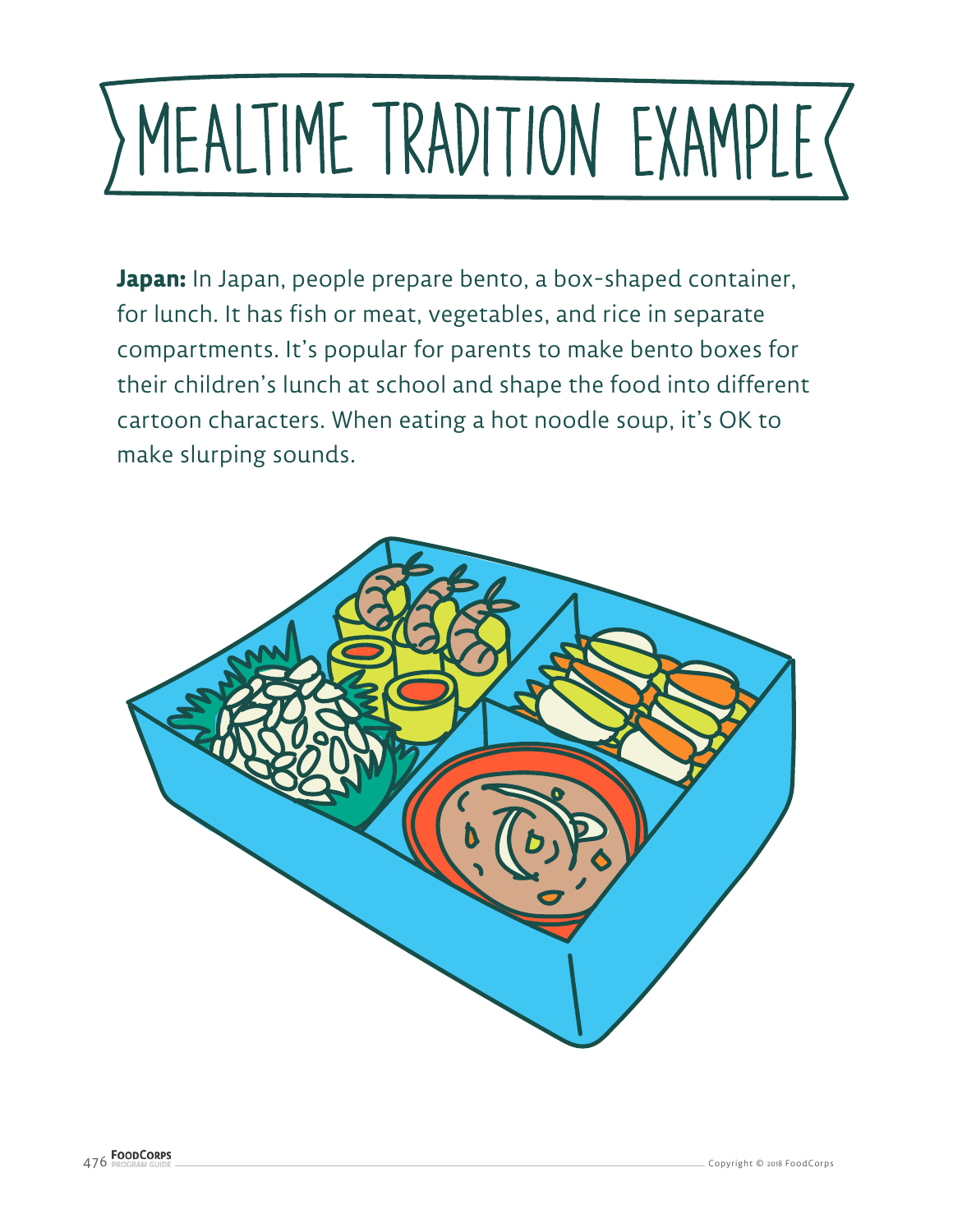# MEALTIME TRADITION EXAMPLE

**Japan:** In Japan, people prepare bento, a box-shaped container, for lunch. It has fish or meat, vegetables, and rice in separate compartments. It's popular for parents to make bento boxes for their children's lunch at school and shape the food into different cartoon characters. When eating a hot noodle soup, it's OK to make slurping sounds.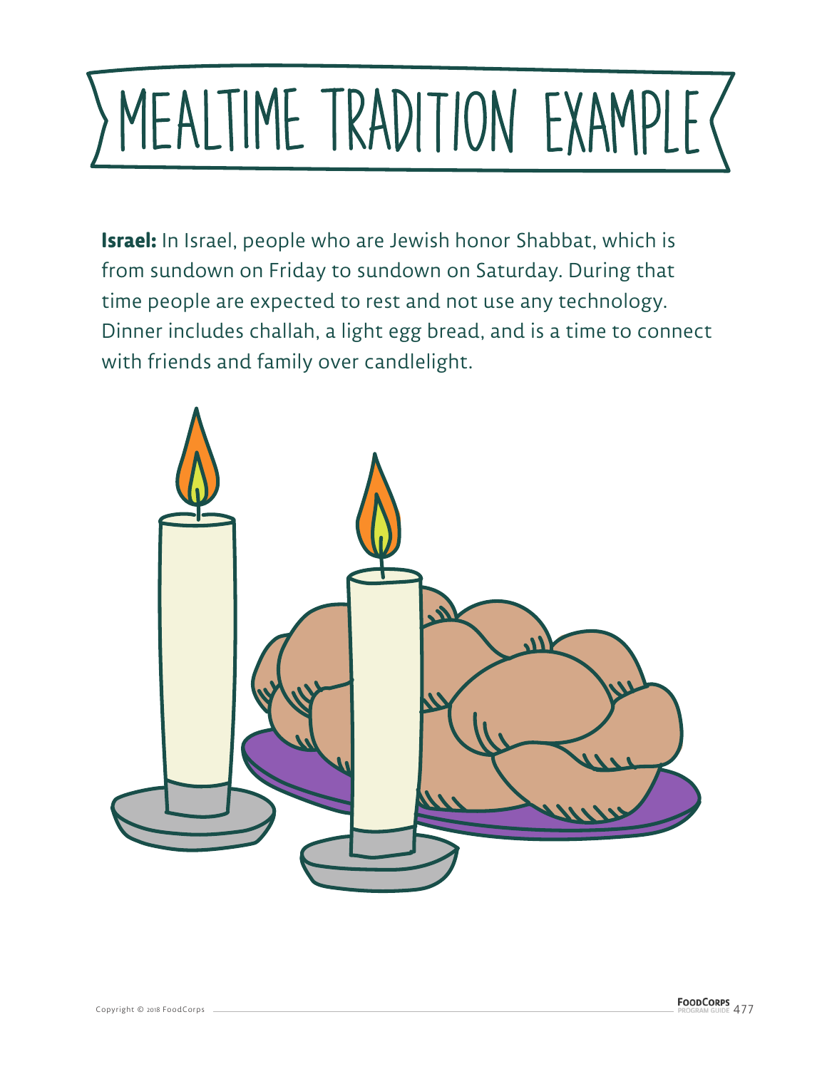# MEALTIME TRADITION EXAMPLE

**Israel:** In Israel, people who are Jewish honor Shabbat, which is from sundown on Friday to sundown on Saturday. During that time people are expected to rest and not use any technology. Dinner includes challah, a light egg bread, and is a time to connect with friends and family over candlelight.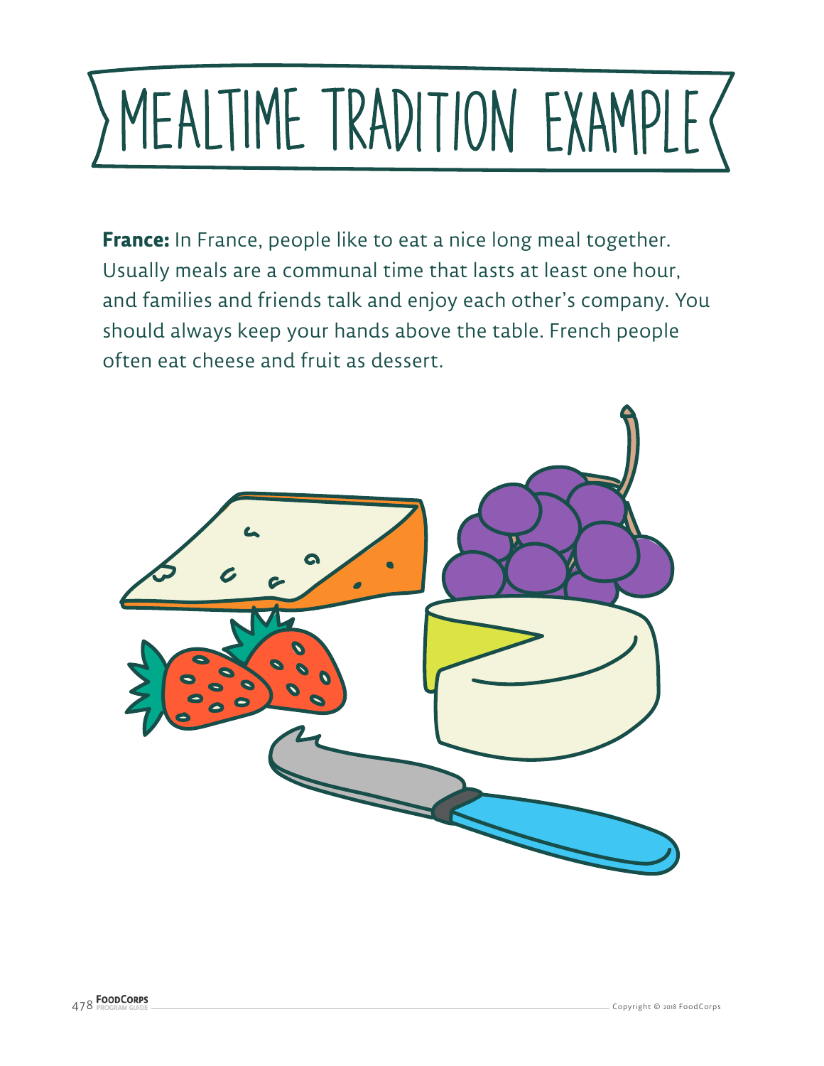# MEALTIME TRADITION EXAMPLE

**France:** In France, people like to eat a nice long meal together. Usually meals are a communal time that lasts at least one hour, and families and friends talk and enjoy each other's company. You should always keep your hands above the table. French people often eat cheese and fruit as dessert.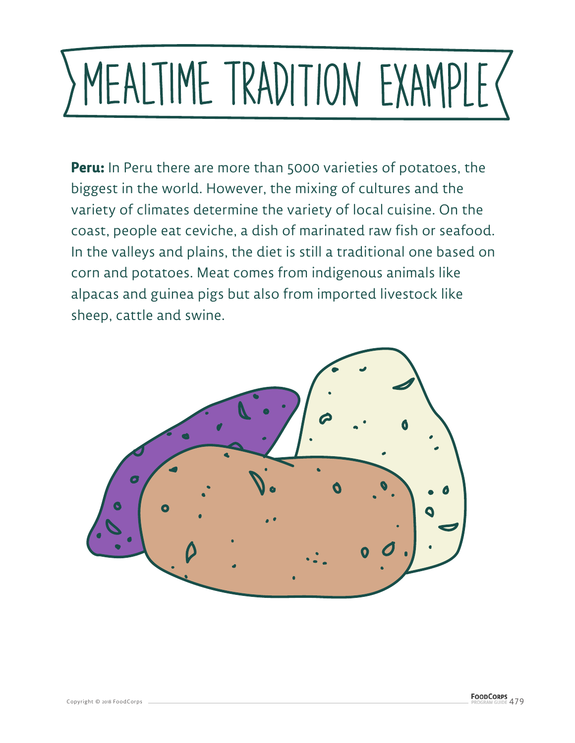# MEALTIME TRADITION EXAMPLE

**Peru:** In Peru there are more than 5000 varieties of potatoes, the biggest in the world. However, the mixing of cultures and the variety of climates determine the variety of local cuisine. On the coast, people eat ceviche, a dish of marinated raw fish or seafood. In the valleys and plains, the diet is still a traditional one based on corn and potatoes. Meat comes from indigenous animals like alpacas and guinea pigs but also from imported livestock like sheep, cattle and swine.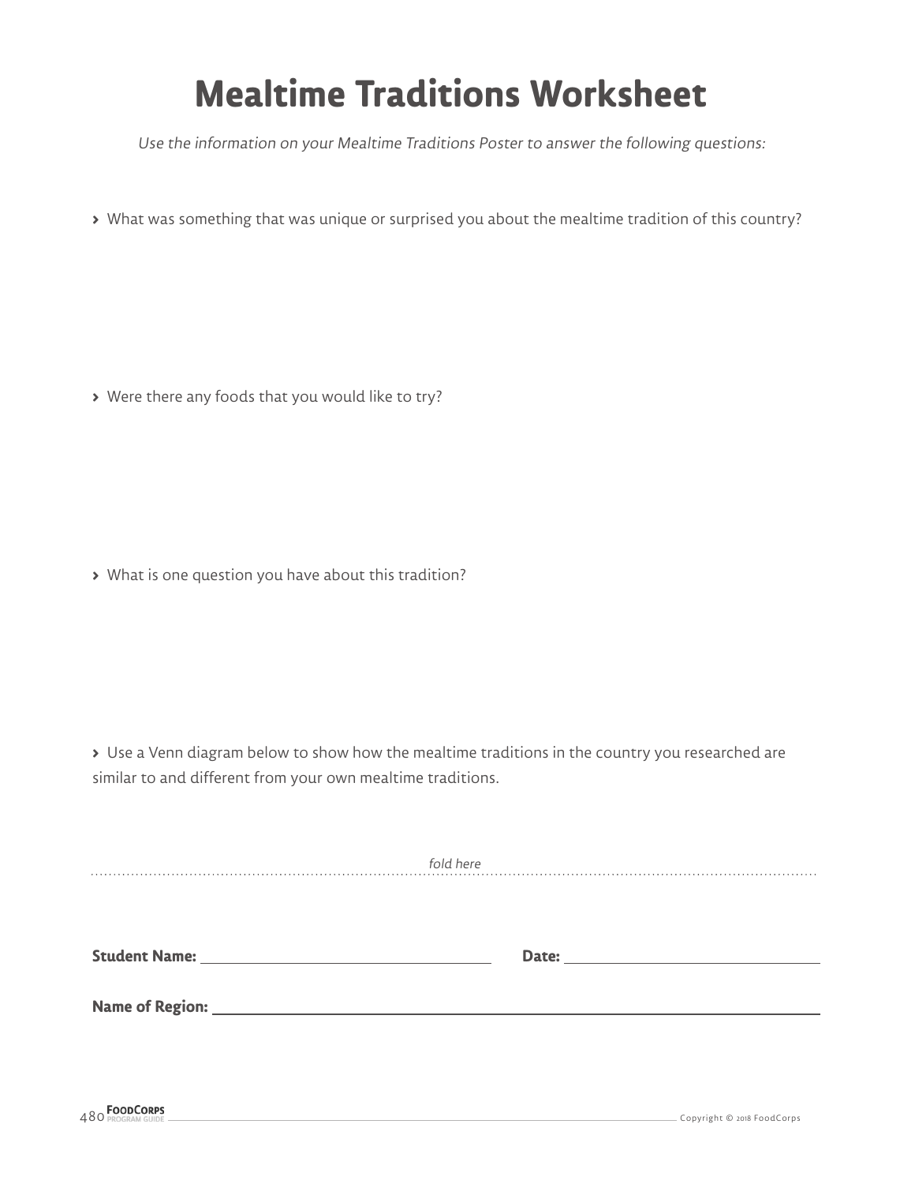# Mealtime Traditions Worksheet

*Use the information on your Mealtime Traditions Poster to answer the following questions:*

› What was something that was unique or surprised you about the mealtime tradition of this country?

› Were there any foods that you would like to try?

› What is one question you have about this tradition?

› Use a Venn diagram below to show how the mealtime traditions in the country you researched are similar to and different from your own mealtime traditions.

*fold here*

**Student Name:** ______________________ **Date:** ______________________

**Name of Region:** ______________________________________________